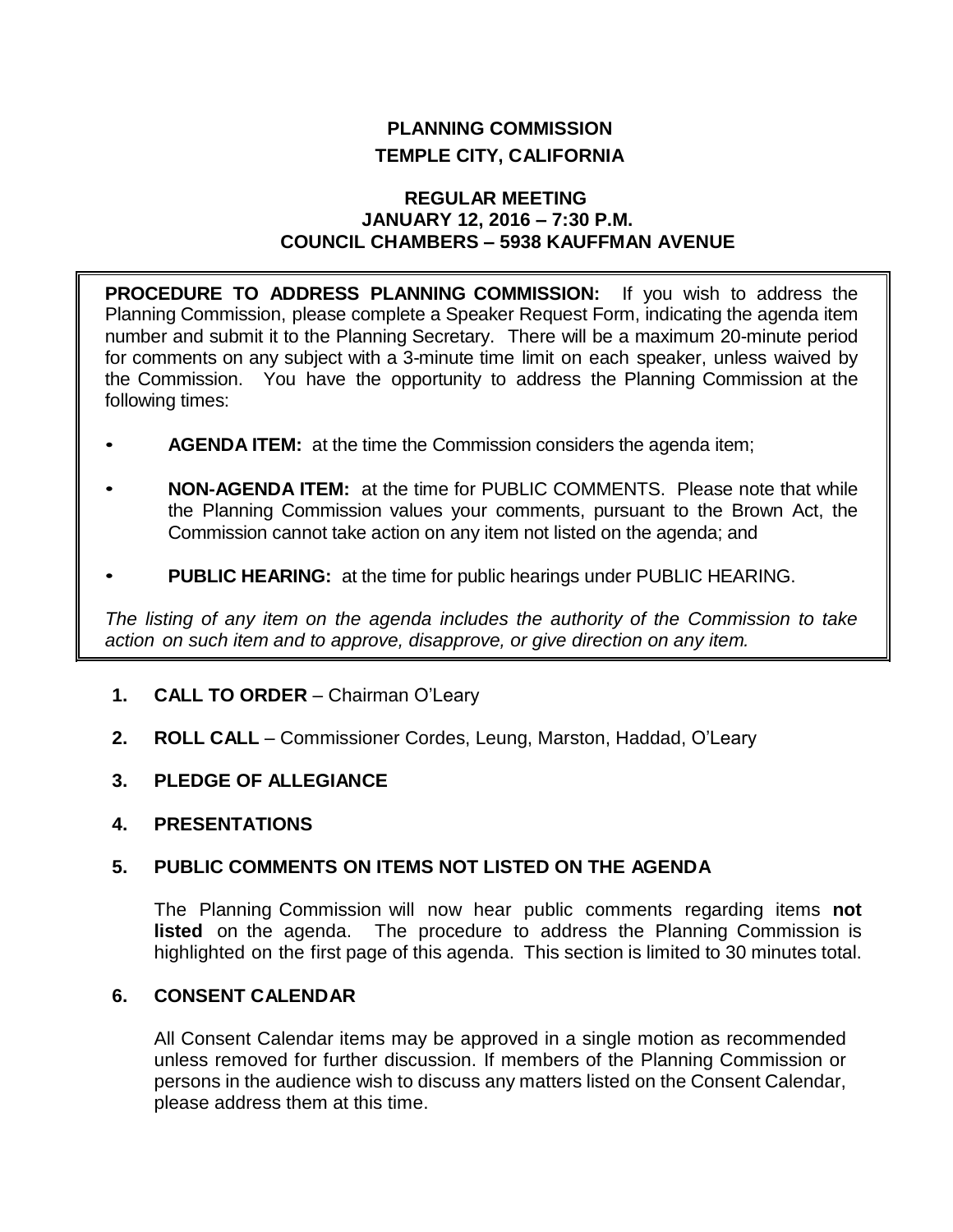# PLANNING COMMISSION
## TEMPLE CITY, CALIFORNIA

### REGULAR MEETING
### JANUARY 12, 2016 – 7:30 P.M.
### COUNCIL CHAMBERS – 5938 KAUFFMAN AVENUE

**PROCEDURE TO ADDRESS PLANNING COMMISSION:** If you wish to address the Planning Commission, please complete a Speaker Request Form, indicating the agenda item number and submit it to the Planning Secretary. There will be a maximum 20-minute period for comments on any subject with a 3-minute time limit on each speaker, unless waived by the Commission. You have the opportunity to address the Planning Commission at the following times:

- **AGENDA ITEM:** at the time the Commission considers the agenda item;
- **NON-AGENDA ITEM:** at the time for PUBLIC COMMENTS. Please note that while the Planning Commission values your comments, pursuant to the Brown Act, the Commission cannot take action on any item not listed on the agenda; and
- **PUBLIC HEARING:** at the time for public hearings under PUBLIC HEARING.

*The listing of any item on the agenda includes the authority of the Commission to take action on such item and to approve, disapprove, or give direction on any item.*

**1. CALL TO ORDER** – Chairman O'Leary

**2. ROLL CALL** – Commissioner Cordes, Leung, Marston, Haddad, O'Leary

**3. PLEDGE OF ALLEGIANCE**

**4. PRESENTATIONS**

**5. PUBLIC COMMENTS ON ITEMS NOT LISTED ON THE AGENDA**

The Planning Commission will now hear public comments regarding items **not listed** on the agenda. The procedure to address the Planning Commission is highlighted on the first page of this agenda. This section is limited to 30 minutes total.

**6. CONSENT CALENDAR**

All Consent Calendar items may be approved in a single motion as recommended unless removed for further discussion. If members of the Planning Commission or persons in the audience wish to discuss any matters listed on the Consent Calendar, please address them at this time.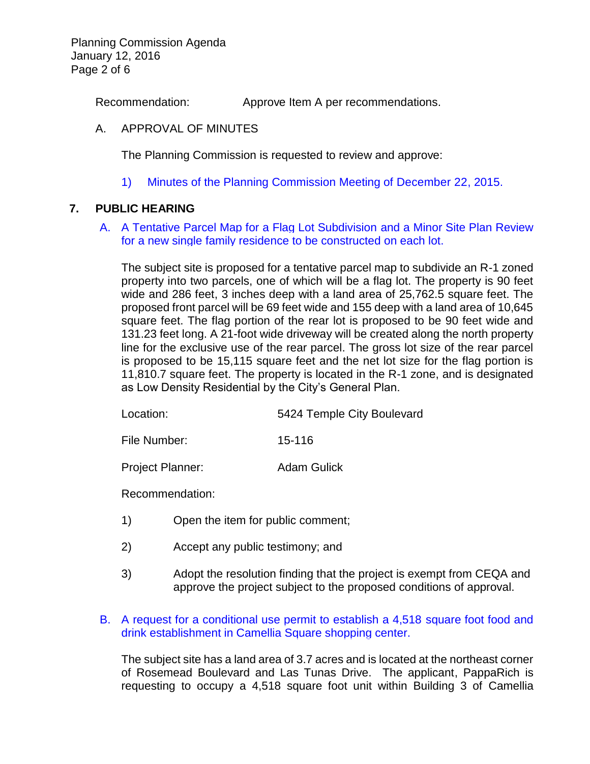Recommendation: Approve Item A per recommendations.

A. APPROVAL OF MINUTES

The Planning Commission is requested to review and approve:

1) Minutes of the Planning Commission Meeting of December 22, 2015.

## 7. PUBLIC HEARING

A. A Tentative Parcel Map for a Flag Lot Subdivision and a Minor Site Plan Review for a new single family residence to be constructed on each lot.

The subject site is proposed for a tentative parcel map to subdivide an R-1 zoned property into two parcels, one of which will be a flag lot. The property is 90 feet wide and 286 feet, 3 inches deep with a land area of 25,762.5 square feet. The proposed front parcel will be 69 feet wide and 155 deep with a land area of 10,645 square feet. The flag portion of the rear lot is proposed to be 90 feet wide and 131.23 feet long. A 21-foot wide driveway will be created along the north property line for the exclusive use of the rear parcel. The gross lot size of the rear parcel is proposed to be 15,115 square feet and the net lot size for the flag portion is 11,810.7 square feet. The property is located in the R-1 zone, and is designated as Low Density Residential by the City's General Plan.

Location: 5424 Temple City Boulevard

File Number: 15-116

Project Planner: Adam Gulick

Recommendation:

1) Open the item for public comment;

2) Accept any public testimony; and

3) Adopt the resolution finding that the project is exempt from CEQA and approve the project subject to the proposed conditions of approval.

B. A request for a conditional use permit to establish a 4,518 square foot food and drink establishment in Camellia Square shopping center.

The subject site has a land area of 3.7 acres and is located at the northeast corner of Rosemead Boulevard and Las Tunas Drive. The applicant, PappaRich is requesting to occupy a 4,518 square foot unit within Building 3 of Camellia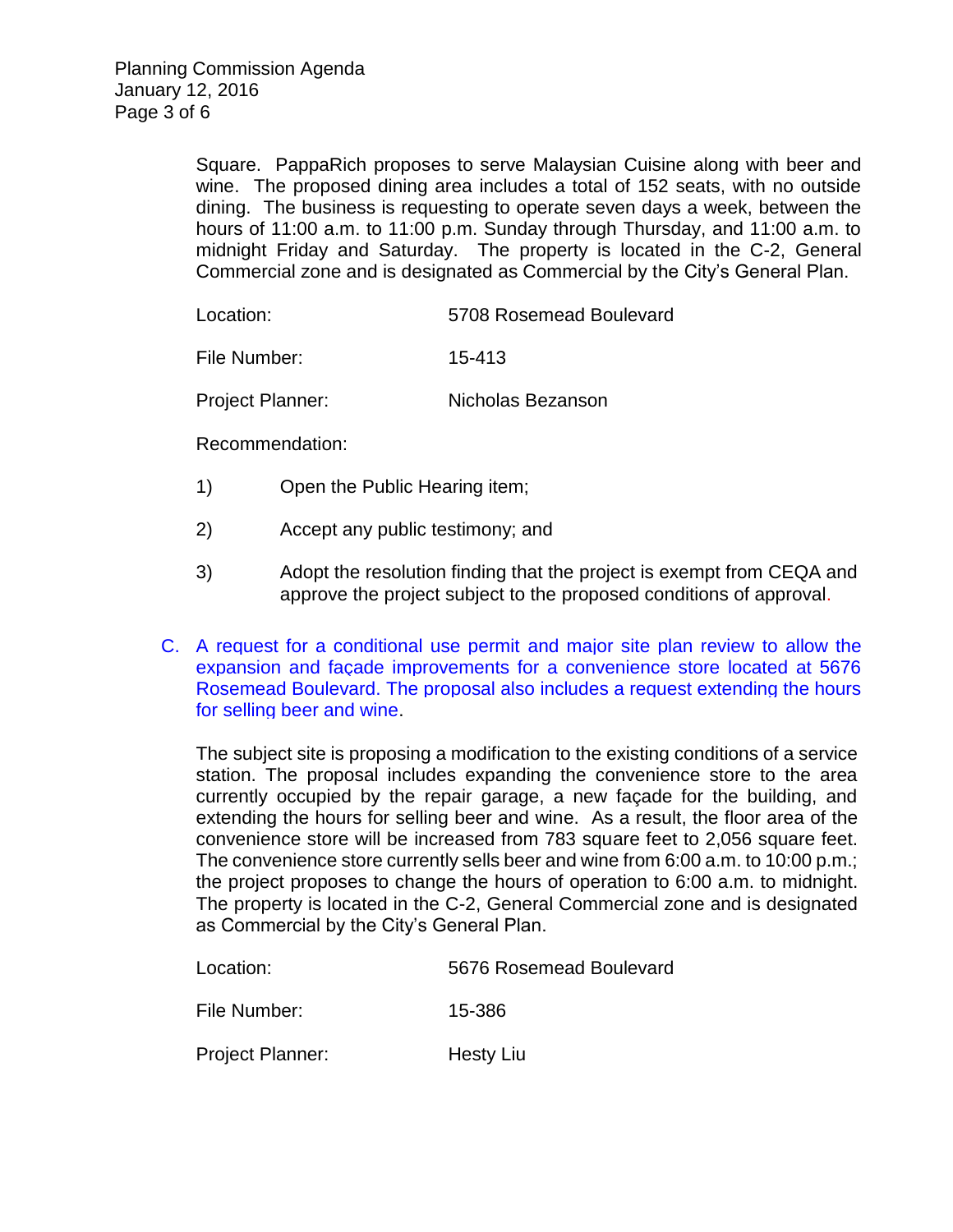Square. PappaRich proposes to serve Malaysian Cuisine along with beer and wine. The proposed dining area includes a total of 152 seats, with no outside dining. The business is requesting to operate seven days a week, between the hours of 11:00 a.m. to 11:00 p.m. Sunday through Thursday, and 11:00 a.m. to midnight Friday and Saturday. The property is located in the C-2, General Commercial zone and is designated as Commercial by the City's General Plan.

Location: 5708 Rosemead Boulevard

File Number: 15-413

Project Planner: Nicholas Bezanson

Recommendation:

1) Open the Public Hearing item;

2) Accept any public testimony; and

3) Adopt the resolution finding that the project is exempt from CEQA and approve the project subject to the proposed conditions of approval.

C. A request for a conditional use permit and major site plan review to allow the expansion and façade improvements for a convenience store located at 5676 Rosemead Boulevard. The proposal also includes a request extending the hours for selling beer and wine.

The subject site is proposing a modification to the existing conditions of a service station. The proposal includes expanding the convenience store to the area currently occupied by the repair garage, a new façade for the building, and extending the hours for selling beer and wine. As a result, the floor area of the convenience store will be increased from 783 square feet to 2,056 square feet. The convenience store currently sells beer and wine from 6:00 a.m. to 10:00 p.m.; the project proposes to change the hours of operation to 6:00 a.m. to midnight. The property is located in the C-2, General Commercial zone and is designated as Commercial by the City's General Plan.

Location: 5676 Rosemead Boulevard

File Number: 15-386

Project Planner: Hesty Liu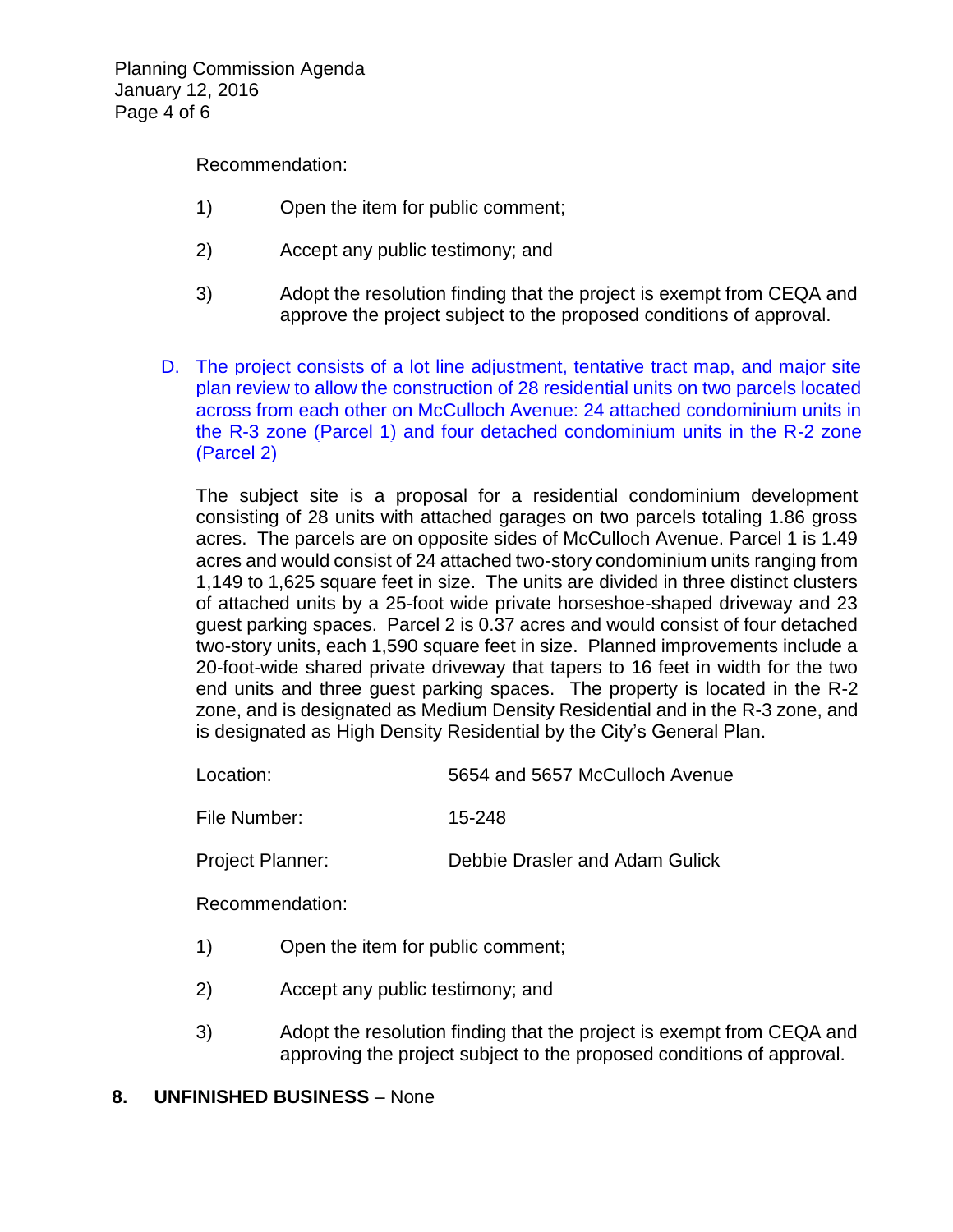Recommendation:

1) Open the item for public comment;

2) Accept any public testimony; and

3) Adopt the resolution finding that the project is exempt from CEQA and approve the project subject to the proposed conditions of approval.

D. The project consists of a lot line adjustment, tentative tract map, and major site plan review to allow the construction of 28 residential units on two parcels located across from each other on McCulloch Avenue: 24 attached condominium units in the R-3 zone (Parcel 1) and four detached condominium units in the R-2 zone (Parcel 2)

The subject site is a proposal for a residential condominium development consisting of 28 units with attached garages on two parcels totaling 1.86 gross acres. The parcels are on opposite sides of McCulloch Avenue. Parcel 1 is 1.49 acres and would consist of 24 attached two-story condominium units ranging from 1,149 to 1,625 square feet in size. The units are divided in three distinct clusters of attached units by a 25-foot wide private horseshoe-shaped driveway and 23 guest parking spaces. Parcel 2 is 0.37 acres and would consist of four detached two-story units, each 1,590 square feet in size. Planned improvements include a 20-foot-wide shared private driveway that tapers to 16 feet in width for the two end units and three guest parking spaces. The property is located in the R-2 zone, and is designated as Medium Density Residential and in the R-3 zone, and is designated as High Density Residential by the City's General Plan.

Location: 5654 and 5657 McCulloch Avenue

File Number: 15-248

Project Planner: Debbie Drasler and Adam Gulick

Recommendation:

1) Open the item for public comment;

2) Accept any public testimony; and

3) Adopt the resolution finding that the project is exempt from CEQA and approving the project subject to the proposed conditions of approval.

**8. UNFINISHED BUSINESS** – None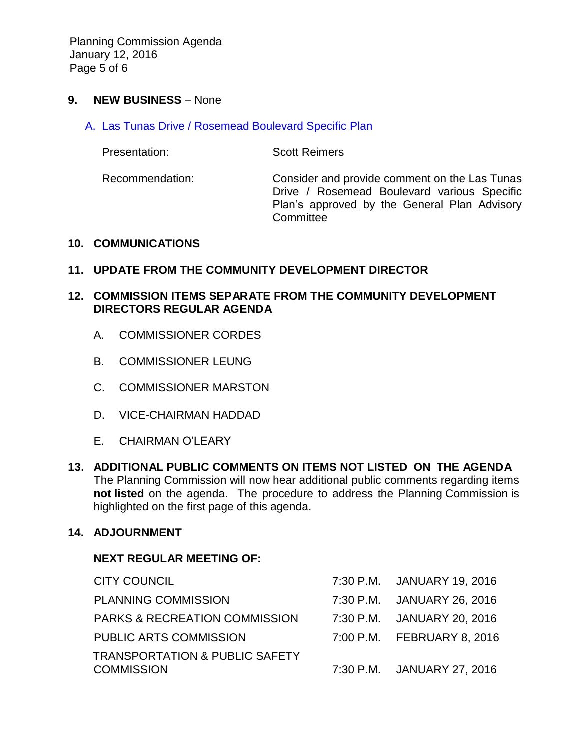## 9. NEW BUSINESS – None

### A. Las Tunas Drive / Rosemead Boulevard Specific Plan

Presentation: Scott Reimers

Recommendation: Consider and provide comment on the Las Tunas Drive / Rosemead Boulevard various Specific Plan's approved by the General Plan Advisory Committee

## 10. COMMUNICATIONS

## 11. UPDATE FROM THE COMMUNITY DEVELOPMENT DIRECTOR

## 12. COMMISSION ITEMS SEPARATE FROM THE COMMUNITY DEVELOPMENT DIRECTORS REGULAR AGENDA

A. COMMISSIONER CORDES

B. COMMISSIONER LEUNG

C. COMMISSIONER MARSTON

D. VICE-CHAIRMAN HADDAD

E. CHAIRMAN O'LEARY

## 13. ADDITIONAL PUBLIC COMMENTS ON ITEMS NOT LISTED ON THE AGENDA

The Planning Commission will now hear additional public comments regarding items **not listed** on the agenda. The procedure to address the Planning Commission is highlighted on the first page of this agenda.

## 14. ADJOURNMENT

**NEXT REGULAR MEETING OF:**

| | | |
|---|---|---|
| CITY COUNCIL | 7:30 P.M. | JANUARY 19, 2016 |
| PLANNING COMMISSION | 7:30 P.M. | JANUARY 26, 2016 |
| PARKS & RECREATION COMMISSION | 7:30 P.M. | JANUARY 20, 2016 |
| PUBLIC ARTS COMMISSION | 7:00 P.M. | FEBRUARY 8, 2016 |
| TRANSPORTATION & PUBLIC SAFETY COMMISSION | 7:30 P.M. | JANUARY 27, 2016 |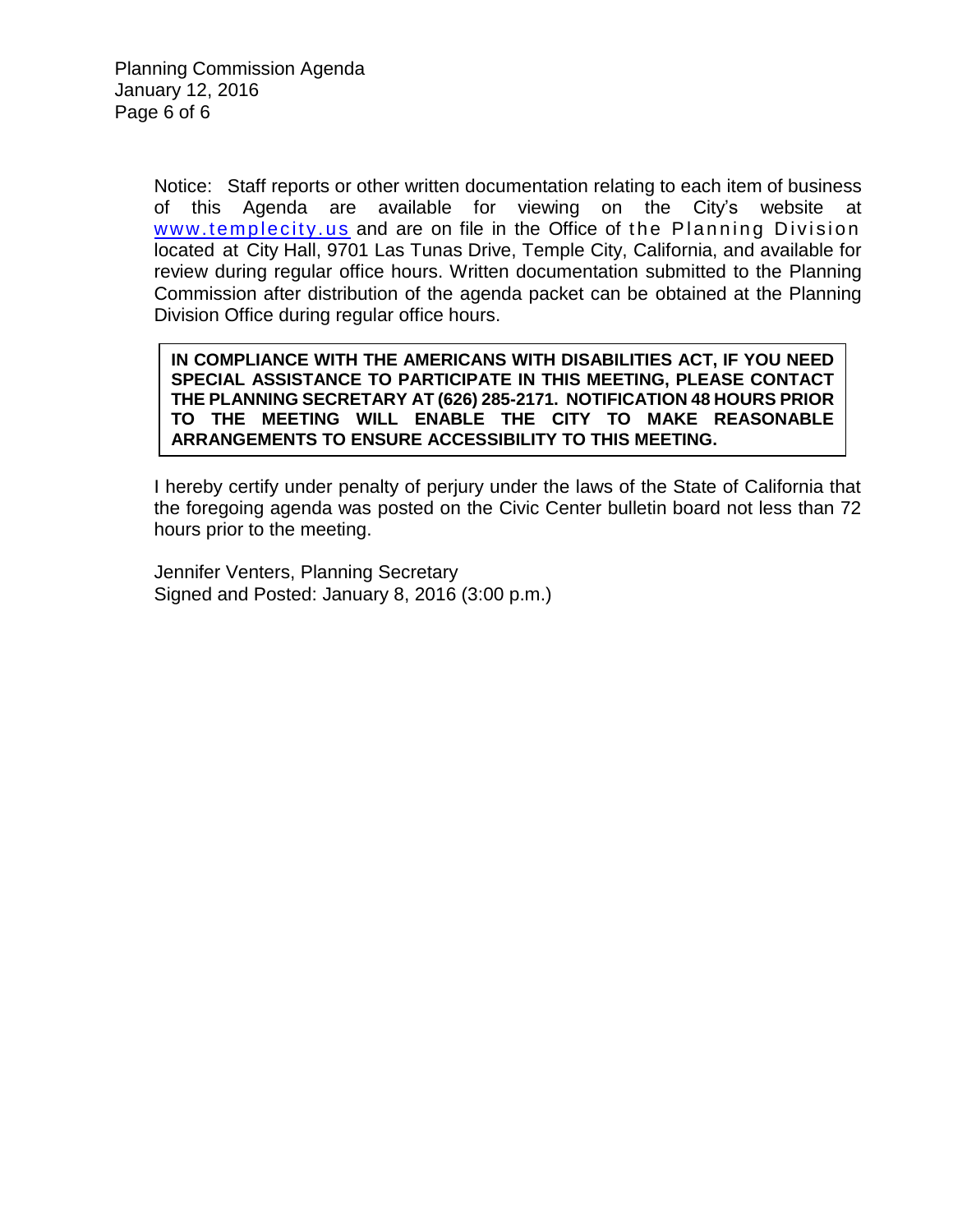Notice: Staff reports or other written documentation relating to each item of business of this Agenda are available for viewing on the City's website at www.templecity.us and are on file in the Office of the Planning Division located at City Hall, 9701 Las Tunas Drive, Temple City, California, and available for review during regular office hours. Written documentation submitted to the Planning Commission after distribution of the agenda packet can be obtained at the Planning Division Office during regular office hours.

**IN COMPLIANCE WITH THE AMERICANS WITH DISABILITIES ACT, IF YOU NEED SPECIAL ASSISTANCE TO PARTICIPATE IN THIS MEETING, PLEASE CONTACT THE PLANNING SECRETARY AT (626) 285-2171. NOTIFICATION 48 HOURS PRIOR TO THE MEETING WILL ENABLE THE CITY TO MAKE REASONABLE ARRANGEMENTS TO ENSURE ACCESSIBILITY TO THIS MEETING.**

I hereby certify under penalty of perjury under the laws of the State of California that the foregoing agenda was posted on the Civic Center bulletin board not less than 72 hours prior to the meeting.

Jennifer Venters, Planning Secretary
Signed and Posted: January 8, 2016 (3:00 p.m.)